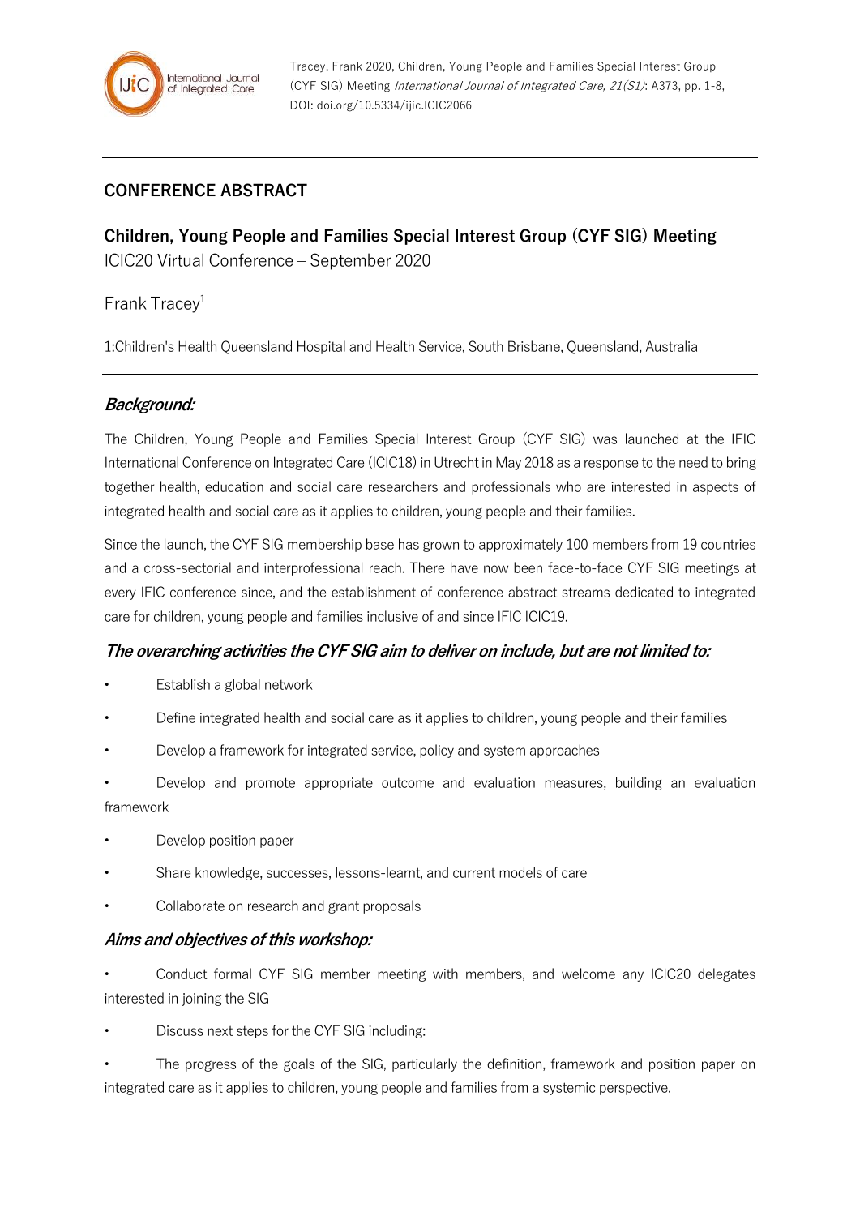Tracey, Frank 2020, Children, Young People and Families Special Interest Group (CYF SIG) Meeting *International Journal of Integrated Care, 21(S1)*: A373, pp. 1-8, DOI: doi.org/10.5334/ijic.ICIC2066

## CONFERENCE ABSTRACT

# Children, Young People and Families Special Interest Group (CYF SIG) Meeting

ICIC20 Virtual Conference – September 2020

Frank Tracey[1]

1:Children's Health Queensland Hospital and Health Service, South Brisbane, Queensland, Australia

### *Background:*

The Children, Young People and Families Special Interest Group (CYF SIG) was launched at the IFIC International Conference on Integrated Care (ICIC18) in Utrecht in May 2018 as a response to the need to bring together health, education and social care researchers and professionals who are interested in aspects of integrated health and social care as it applies to children, young people and their families.

Since the launch, the CYF SIG membership base has grown to approximately 100 members from 19 countries and a cross-sectorial and interprofessional reach. There have now been face-to-face CYF SIG meetings at every IFIC conference since, and the establishment of conference abstract streams dedicated to integrated care for children, young people and families inclusive of and since IFIC ICIC19.

### *The overarching activities the CYF SIG aim to deliver on include, but are not limited to:*

- Establish a global network
- Define integrated health and social care as it applies to children, young people and their families
- Develop a framework for integrated service, policy and system approaches
- Develop and promote appropriate outcome and evaluation measures, building an evaluation framework
- Develop position paper
- Share knowledge, successes, lessons-learnt, and current models of care
- Collaborate on research and grant proposals

### *Aims and objectives of this workshop:*

- Conduct formal CYF SIG member meeting with members, and welcome any ICIC20 delegates interested in joining the SIG
- Discuss next steps for the CYF SIG including:
- The progress of the goals of the SIG, particularly the definition, framework and position paper on integrated care as it applies to children, young people and families from a systemic perspective.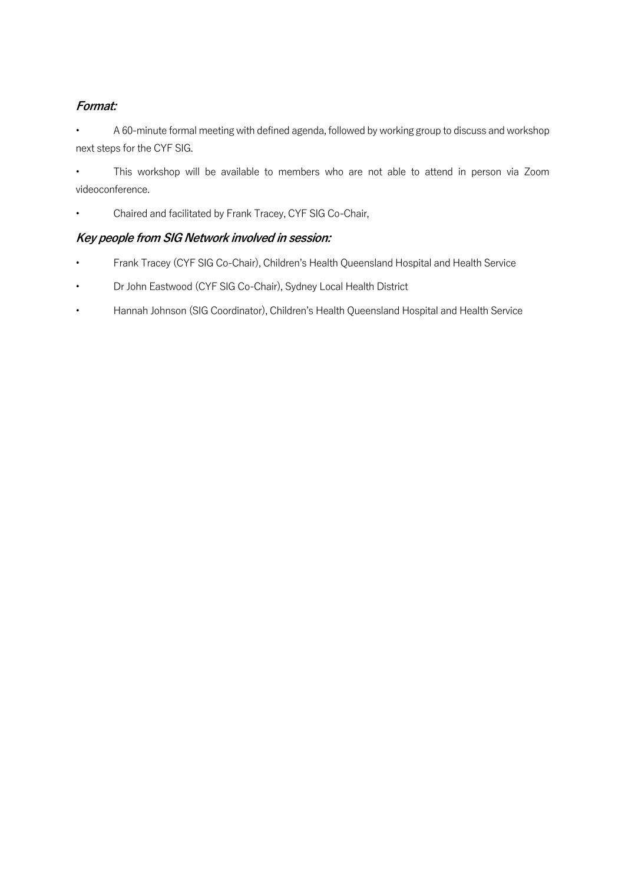### *Format:*

- A 60-minute formal meeting with defined agenda, followed by working group to discuss and workshop next steps for the CYF SIG.
- This workshop will be available to members who are not able to attend in person via Zoom videoconference.
- Chaired and facilitated by Frank Tracey, CYF SIG Co-Chair,

### *Key people from SIG Network involved in session:*

- Frank Tracey (CYF SIG Co-Chair), Children's Health Queensland Hospital and Health Service
- Dr John Eastwood (CYF SIG Co-Chair), Sydney Local Health District
- Hannah Johnson (SIG Coordinator), Children's Health Queensland Hospital and Health Service